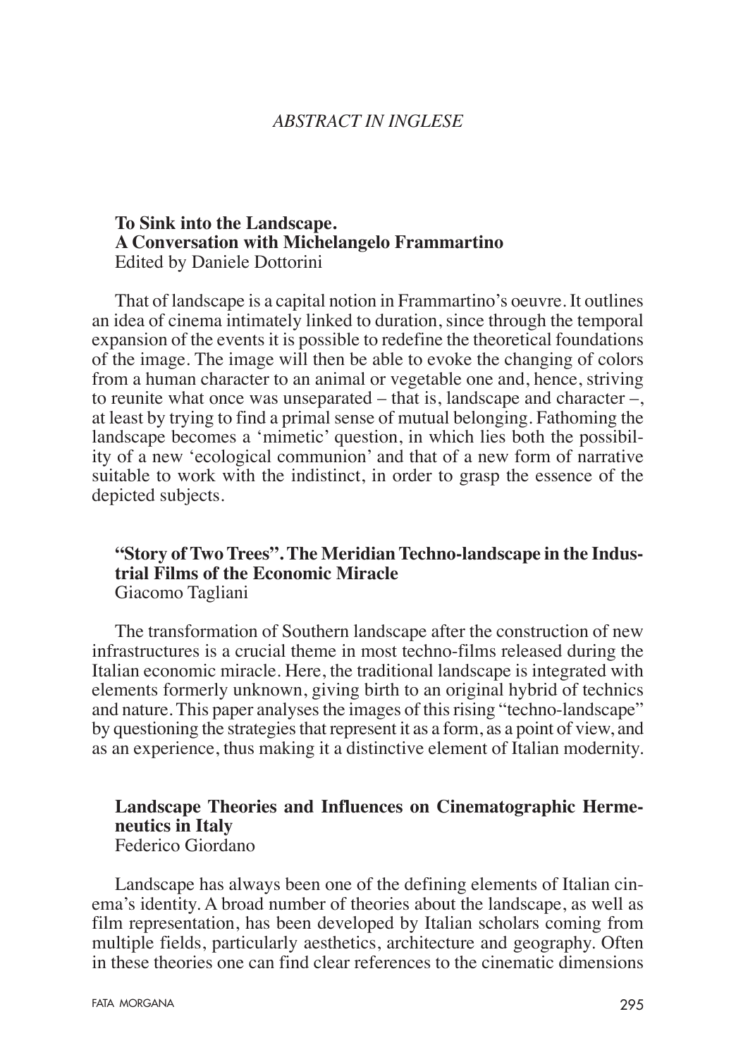# *ABSTRACT IN INGLESE*

**To Sink into the Landscape.**
**A Conversation with Michelangelo Frammartino**
Edited by Daniele Dottorini

That of landscape is a capital notion in Frammartino's oeuvre. It outlines an idea of cinema intimately linked to duration, since through the temporal expansion of the events it is possible to redefine the theoretical foundations of the image. The image will then be able to evoke the changing of colors from a human character to an animal or vegetable one and, hence, striving to reunite what once was unseparated – that is, landscape and character –, at least by trying to find a primal sense of mutual belonging. Fathoming the landscape becomes a 'mimetic' question, in which lies both the possibility of a new 'ecological communion' and that of a new form of narrative suitable to work with the indistinct, in order to grasp the essence of the depicted subjects.

**"Story of Two Trees". The Meridian Techno-landscape in the Industrial Films of the Economic Miracle**
Giacomo Tagliani

The transformation of Southern landscape after the construction of new infrastructures is a crucial theme in most techno-films released during the Italian economic miracle. Here, the traditional landscape is integrated with elements formerly unknown, giving birth to an original hybrid of technics and nature. This paper analyses the images of this rising "techno-landscape" by questioning the strategies that represent it as a form, as a point of view, and as an experience, thus making it a distinctive element of Italian modernity.

**Landscape Theories and Influences on Cinematographic Hermeneutics in Italy**
Federico Giordano

Landscape has always been one of the defining elements of Italian cinema's identity. A broad number of theories about the landscape, as well as film representation, has been developed by Italian scholars coming from multiple fields, particularly aesthetics, architecture and geography. Often in these theories one can find clear references to the cinematic dimensions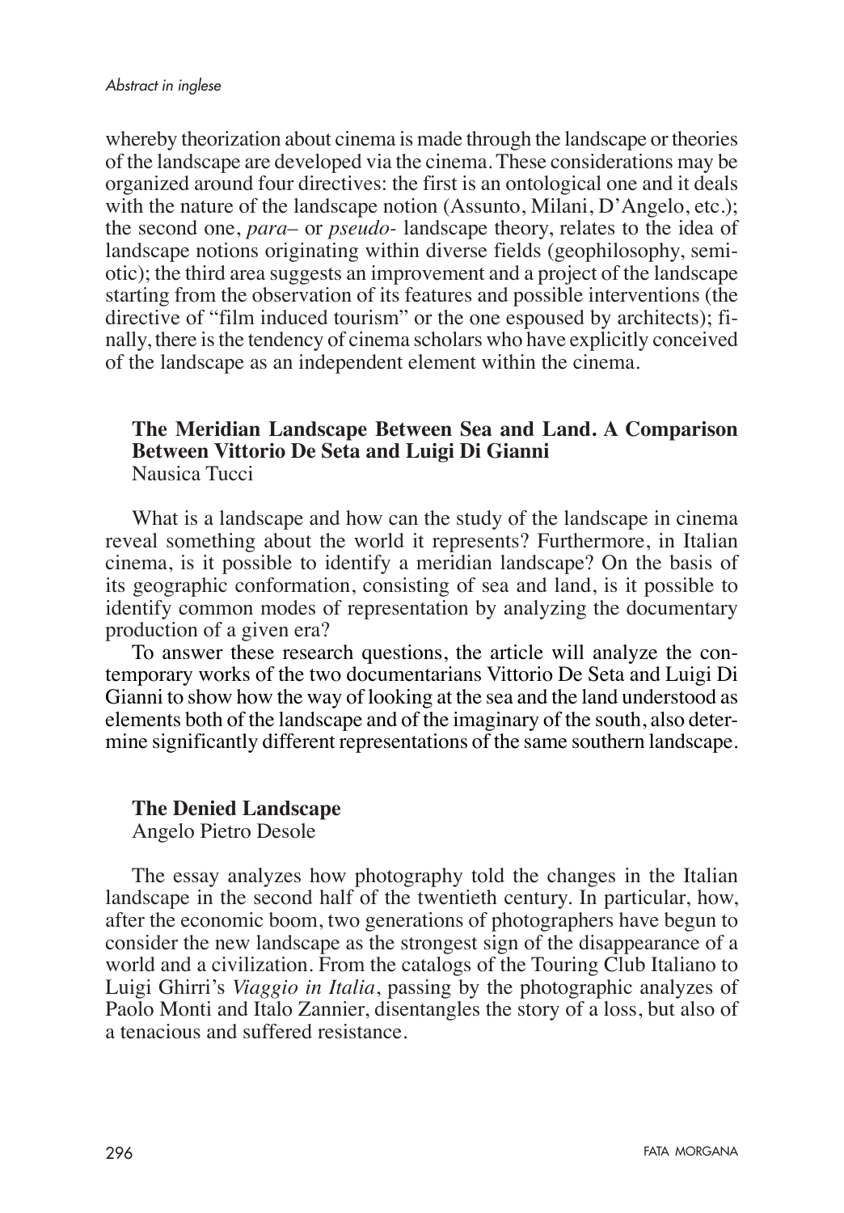whereby theorization about cinema is made through the landscape or theories of the landscape are developed via the cinema. These considerations may be organized around four directives: the first is an ontological one and it deals with the nature of the landscape notion (Assunto, Milani, D'Angelo, etc.); the second one, *para*– or *pseudo*- landscape theory, relates to the idea of landscape notions originating within diverse fields (geophilosophy, semiotic); the third area suggests an improvement and a project of the landscape starting from the observation of its features and possible interventions (the directive of "film induced tourism" or the one espoused by architects); finally, there is the tendency of cinema scholars who have explicitly conceived of the landscape as an independent element within the cinema.

### The Meridian Landscape Between Sea and Land. A Comparison Between Vittorio De Seta and Luigi Di Gianni

Nausica Tucci

What is a landscape and how can the study of the landscape in cinema reveal something about the world it represents? Furthermore, in Italian cinema, is it possible to identify a meridian landscape? On the basis of its geographic conformation, consisting of sea and land, is it possible to identify common modes of representation by analyzing the documentary production of a given era?

To answer these research questions, the article will analyze the contemporary works of the two documentarians Vittorio De Seta and Luigi Di Gianni to show how the way of looking at the sea and the land understood as elements both of the landscape and of the imaginary of the south, also determine significantly different representations of the same southern landscape.

### The Denied Landscape

Angelo Pietro Desole

The essay analyzes how photography told the changes in the Italian landscape in the second half of the twentieth century. In particular, how, after the economic boom, two generations of photographers have begun to consider the new landscape as the strongest sign of the disappearance of a world and a civilization. From the catalogs of the Touring Club Italiano to Luigi Ghirri's *Viaggio in Italia*, passing by the photographic analyzes of Paolo Monti and Italo Zannier, disentangles the story of a loss, but also of a tenacious and suffered resistance.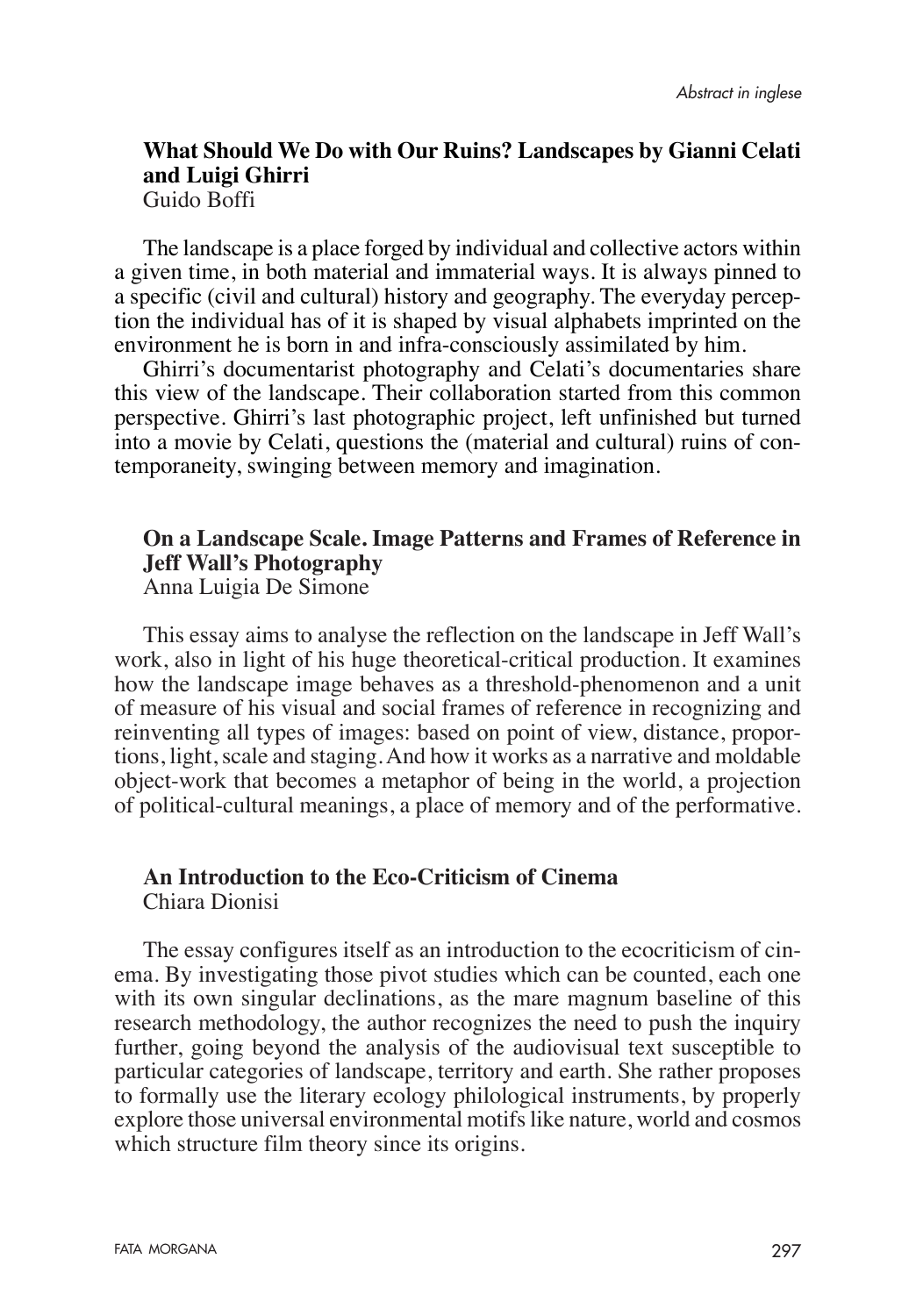### What Should We Do with Our Ruins? Landscapes by Gianni Celati and Luigi Ghirri

Guido Boffi

The landscape is a place forged by individual and collective actors within a given time, in both material and immaterial ways. It is always pinned to a specific (civil and cultural) history and geography. The everyday perception the individual has of it is shaped by visual alphabets imprinted on the environment he is born in and infra-consciously assimilated by him.

Ghirri's documentarist photography and Celati's documentaries share this view of the landscape. Their collaboration started from this common perspective. Ghirri's last photographic project, left unfinished but turned into a movie by Celati, questions the (material and cultural) ruins of contemporaneity, swinging between memory and imagination.

### On a Landscape Scale. Image Patterns and Frames of Reference in Jeff Wall's Photography

Anna Luigia De Simone

This essay aims to analyse the reflection on the landscape in Jeff Wall's work, also in light of his huge theoretical-critical production. It examines how the landscape image behaves as a threshold-phenomenon and a unit of measure of his visual and social frames of reference in recognizing and reinventing all types of images: based on point of view, distance, proportions, light, scale and staging. And how it works as a narrative and moldable object-work that becomes a metaphor of being in the world, a projection of political-cultural meanings, a place of memory and of the performative.

### An Introduction to the Eco-Criticism of Cinema

Chiara Dionisi

The essay configures itself as an introduction to the ecocriticism of cinema. By investigating those pivot studies which can be counted, each one with its own singular declinations, as the mare magnum baseline of this research methodology, the author recognizes the need to push the inquiry further, going beyond the analysis of the audiovisual text susceptible to particular categories of landscape, territory and earth. She rather proposes to formally use the literary ecology philological instruments, by properly explore those universal environmental motifs like nature, world and cosmos which structure film theory since its origins.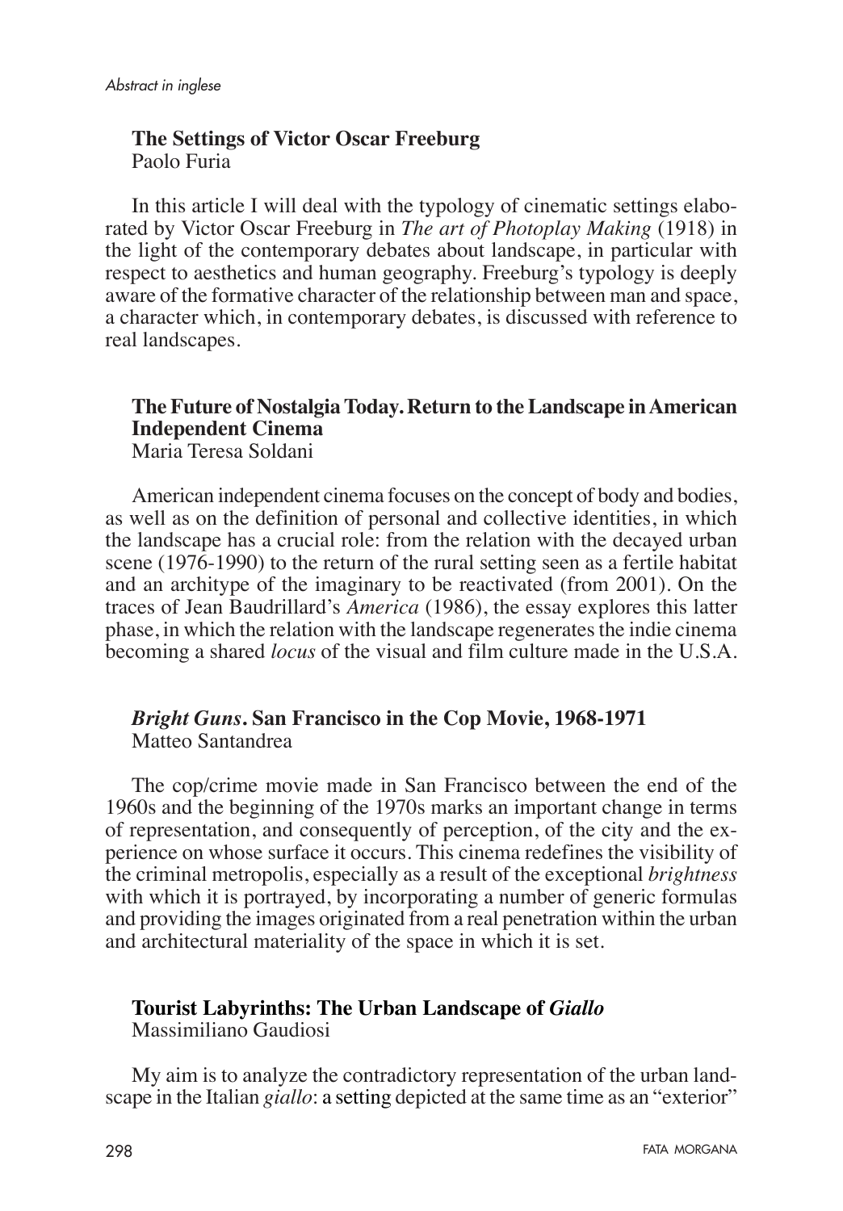### The Settings of Victor Oscar Freeburg

Paolo Furia

In this article I will deal with the typology of cinematic settings elaborated by Victor Oscar Freeburg in *The art of Photoplay Making* (1918) in the light of the contemporary debates about landscape, in particular with respect to aesthetics and human geography. Freeburg's typology is deeply aware of the formative character of the relationship between man and space, a character which, in contemporary debates, is discussed with reference to real landscapes.

### The Future of Nostalgia Today. Return to the Landscape in American Independent Cinema

Maria Teresa Soldani

American independent cinema focuses on the concept of body and bodies, as well as on the definition of personal and collective identities, in which the landscape has a crucial role: from the relation with the decayed urban scene (1976-1990) to the return of the rural setting seen as a fertile habitat and an architype of the imaginary to be reactivated (from 2001). On the traces of Jean Baudrillard's *America* (1986), the essay explores this latter phase, in which the relation with the landscape regenerates the indie cinema becoming a shared *locus* of the visual and film culture made in the U.S.A.

### *Bright Guns*. San Francisco in the Cop Movie, 1968-1971

Matteo Santandrea

The cop/crime movie made in San Francisco between the end of the 1960s and the beginning of the 1970s marks an important change in terms of representation, and consequently of perception, of the city and the experience on whose surface it occurs. This cinema redefines the visibility of the criminal metropolis, especially as a result of the exceptional *brightness* with which it is portrayed, by incorporating a number of generic formulas and providing the images originated from a real penetration within the urban and architectural materiality of the space in which it is set.

### Tourist Labyrinths: The Urban Landscape of *Giallo*

Massimiliano Gaudiosi

My aim is to analyze the contradictory representation of the urban landscape in the Italian *giallo*: a setting depicted at the same time as an "exterior"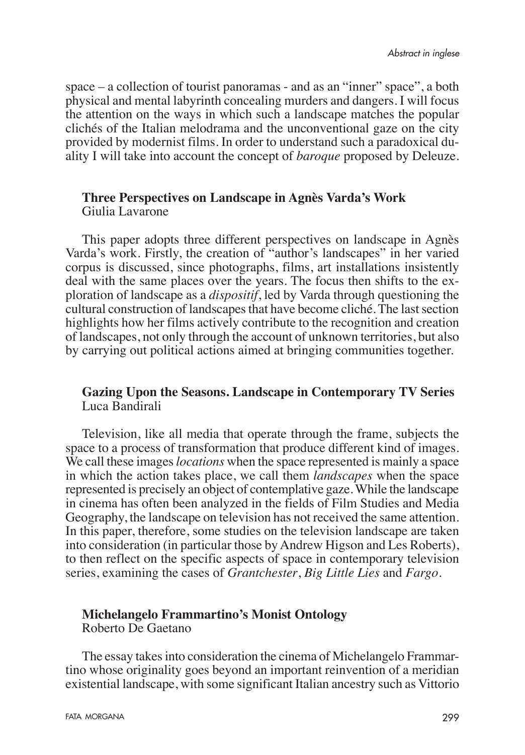space – a collection of tourist panoramas - and as an "inner" space", a both physical and mental labyrinth concealing murders and dangers. I will focus the attention on the ways in which such a landscape matches the popular clichés of the Italian melodrama and the unconventional gaze on the city provided by modernist films. In order to understand such a paradoxical duality I will take into account the concept of *baroque* proposed by Deleuze.

**Three Perspectives on Landscape in Agnès Varda's Work**
Giulia Lavarone

This paper adopts three different perspectives on landscape in Agnès Varda's work. Firstly, the creation of "author's landscapes" in her varied corpus is discussed, since photographs, films, art installations insistently deal with the same places over the years. The focus then shifts to the exploration of landscape as a *dispositif*, led by Varda through questioning the cultural construction of landscapes that have become cliché. The last section highlights how her films actively contribute to the recognition and creation of landscapes, not only through the account of unknown territories, but also by carrying out political actions aimed at bringing communities together.

**Gazing Upon the Seasons. Landscape in Contemporary TV Series**
Luca Bandirali

Television, like all media that operate through the frame, subjects the space to a process of transformation that produce different kind of images. We call these images *locations* when the space represented is mainly a space in which the action takes place, we call them *landscapes* when the space represented is precisely an object of contemplative gaze. While the landscape in cinema has often been analyzed in the fields of Film Studies and Media Geography, the landscape on television has not received the same attention. In this paper, therefore, some studies on the television landscape are taken into consideration (in particular those by Andrew Higson and Les Roberts), to then reflect on the specific aspects of space in contemporary television series, examining the cases of *Grantchester*, *Big Little Lies* and *Fargo*.

**Michelangelo Frammartino's Monist Ontology**
Roberto De Gaetano

The essay takes into consideration the cinema of Michelangelo Frammartino whose originality goes beyond an important reinvention of a meridian existential landscape, with some significant Italian ancestry such as Vittorio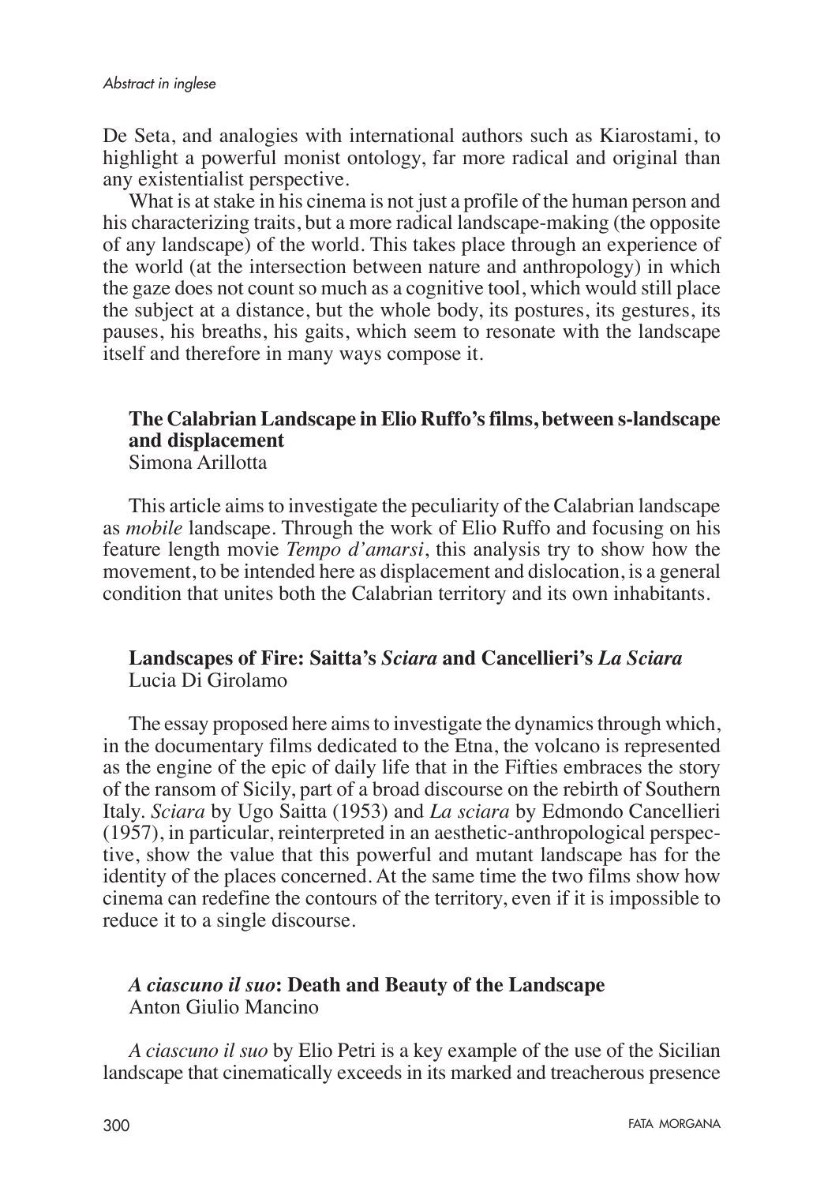De Seta, and analogies with international authors such as Kiarostami, to highlight a powerful monist ontology, far more radical and original than any existentialist perspective.

What is at stake in his cinema is not just a profile of the human person and his characterizing traits, but a more radical landscape-making (the opposite of any landscape) of the world. This takes place through an experience of the world (at the intersection between nature and anthropology) in which the gaze does not count so much as a cognitive tool, which would still place the subject at a distance, but the whole body, its postures, its gestures, its pauses, his breaths, his gaits, which seem to resonate with the landscape itself and therefore in many ways compose it.

### The Calabrian Landscape in Elio Ruffo's films, between s-landscape and displacement
Simona Arillotta

This article aims to investigate the peculiarity of the Calabrian landscape as *mobile* landscape. Through the work of Elio Ruffo and focusing on his feature length movie *Tempo d'amarsi*, this analysis try to show how the movement, to be intended here as displacement and dislocation, is a general condition that unites both the Calabrian territory and its own inhabitants.

### Landscapes of Fire: Saitta's *Sciara* and Cancellieri's *La Sciara*
Lucia Di Girolamo

The essay proposed here aims to investigate the dynamics through which, in the documentary films dedicated to the Etna, the volcano is represented as the engine of the epic of daily life that in the Fifties embraces the story of the ransom of Sicily, part of a broad discourse on the rebirth of Southern Italy. *Sciara* by Ugo Saitta (1953) and *La sciara* by Edmondo Cancellieri (1957), in particular, reinterpreted in an aesthetic-anthropological perspective, show the value that this powerful and mutant landscape has for the identity of the places concerned. At the same time the two films show how cinema can redefine the contours of the territory, even if it is impossible to reduce it to a single discourse.

### *A ciascuno il suo*: Death and Beauty of the Landscape
Anton Giulio Mancino

*A ciascuno il suo* by Elio Petri is a key example of the use of the Sicilian landscape that cinematically exceeds in its marked and treacherous presence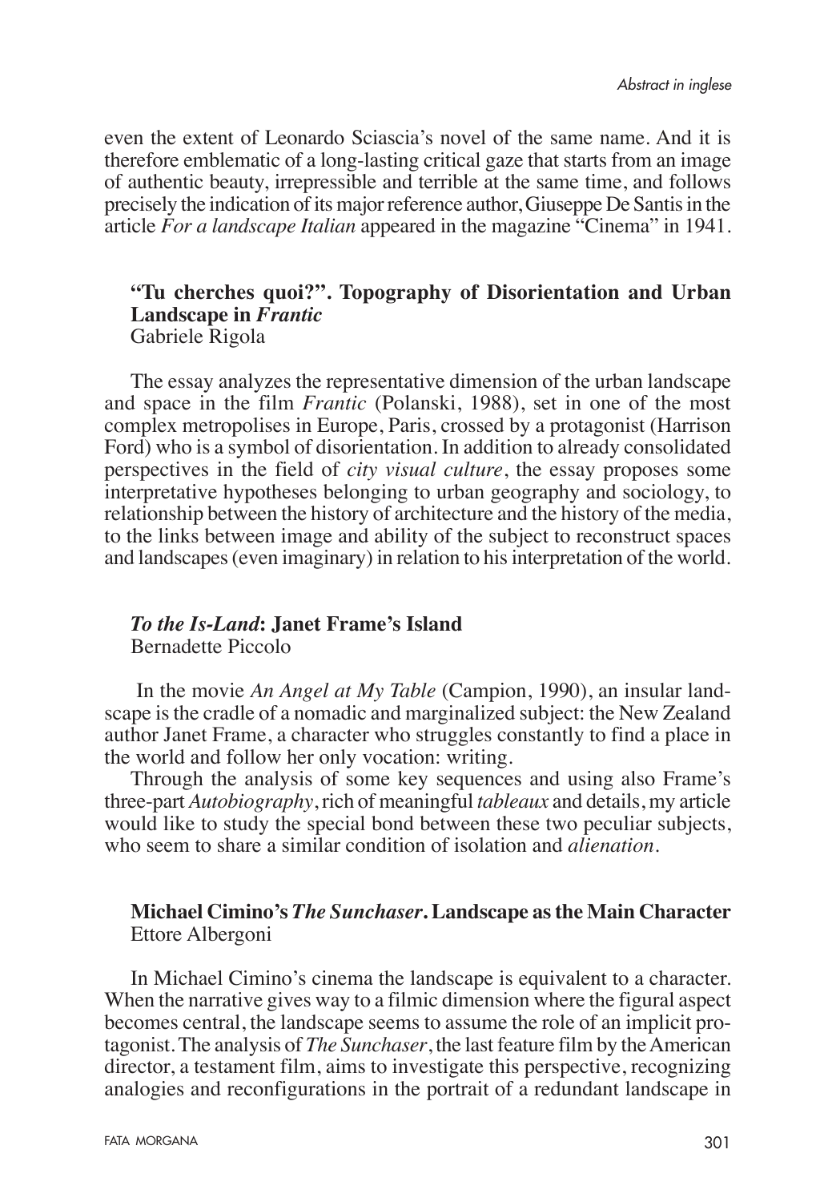even the extent of Leonardo Sciascia's novel of the same name. And it is therefore emblematic of a long-lasting critical gaze that starts from an image of authentic beauty, irrepressible and terrible at the same time, and follows precisely the indication of its major reference author, Giuseppe De Santis in the article *For a landscape Italian* appeared in the magazine "Cinema" in 1941.

### "Tu cherches quoi?". Topography of Disorientation and Urban Landscape in *Frantic*
Gabriele Rigola

The essay analyzes the representative dimension of the urban landscape and space in the film *Frantic* (Polanski, 1988), set in one of the most complex metropolises in Europe, Paris, crossed by a protagonist (Harrison Ford) who is a symbol of disorientation. In addition to already consolidated perspectives in the field of *city visual culture*, the essay proposes some interpretative hypotheses belonging to urban geography and sociology, to relationship between the history of architecture and the history of the media, to the links between image and ability of the subject to reconstruct spaces and landscapes (even imaginary) in relation to his interpretation of the world.

### *To the Is-Land*: Janet Frame's Island
Bernadette Piccolo

In the movie *An Angel at My Table* (Campion, 1990), an insular landscape is the cradle of a nomadic and marginalized subject: the New Zealand author Janet Frame, a character who struggles constantly to find a place in the world and follow her only vocation: writing.

Through the analysis of some key sequences and using also Frame's three-part *Autobiography*, rich of meaningful *tableaux* and details, my article would like to study the special bond between these two peculiar subjects, who seem to share a similar condition of isolation and *alienation*.

### Michael Cimino's *The Sunchaser*. Landscape as the Main Character
Ettore Albergoni

In Michael Cimino's cinema the landscape is equivalent to a character. When the narrative gives way to a filmic dimension where the figural aspect becomes central, the landscape seems to assume the role of an implicit protagonist. The analysis of *The Sunchaser*, the last feature film by the American director, a testament film, aims to investigate this perspective, recognizing analogies and reconfigurations in the portrait of a redundant landscape in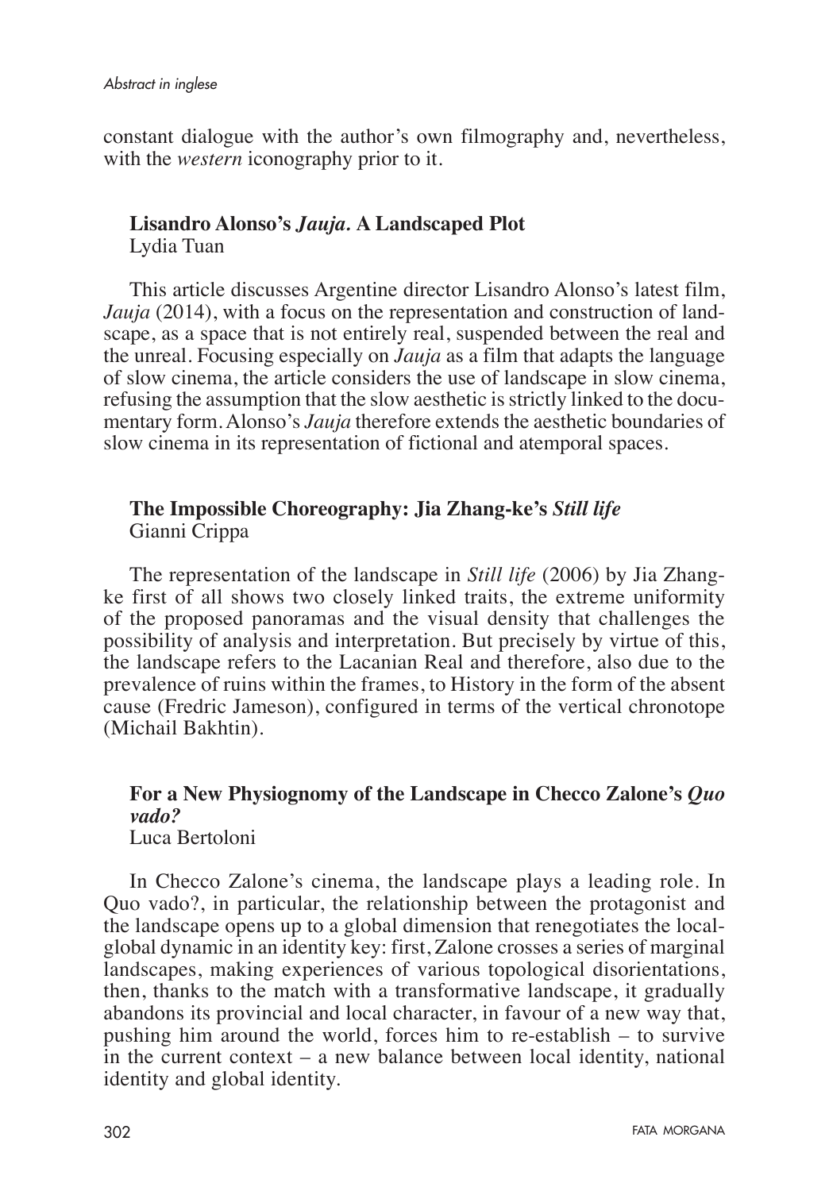constant dialogue with the author's own filmography and, nevertheless, with the *western* iconography prior to it.

### **Lisandro Alonso's *Jauja*. A Landscaped Plot**
Lydia Tuan

This article discusses Argentine director Lisandro Alonso's latest film, *Jauja* (2014), with a focus on the representation and construction of landscape, as a space that is not entirely real, suspended between the real and the unreal. Focusing especially on *Jauja* as a film that adapts the language of slow cinema, the article considers the use of landscape in slow cinema, refusing the assumption that the slow aesthetic is strictly linked to the documentary form. Alonso's *Jauja* therefore extends the aesthetic boundaries of slow cinema in its representation of fictional and atemporal spaces.

### **The Impossible Choreography: Jia Zhang-ke's *Still life***
Gianni Crippa

The representation of the landscape in *Still life* (2006) by Jia Zhang-ke first of all shows two closely linked traits, the extreme uniformity of the proposed panoramas and the visual density that challenges the possibility of analysis and interpretation. But precisely by virtue of this, the landscape refers to the Lacanian Real and therefore, also due to the prevalence of ruins within the frames, to History in the form of the absent cause (Fredric Jameson), configured in terms of the vertical chronotope (Michail Bakhtin).

### **For a New Physiognomy of the Landscape in Checco Zalone's *Quo vado?***
Luca Bertoloni

In Checco Zalone's cinema, the landscape plays a leading role. In Quo vado?, in particular, the relationship between the protagonist and the landscape opens up to a global dimension that renegotiates the local-global dynamic in an identity key: first, Zalone crosses a series of marginal landscapes, making experiences of various topological disorientations, then, thanks to the match with a transformative landscape, it gradually abandons its provincial and local character, in favour of a new way that, pushing him around the world, forces him to re-establish – to survive in the current context – a new balance between local identity, national identity and global identity.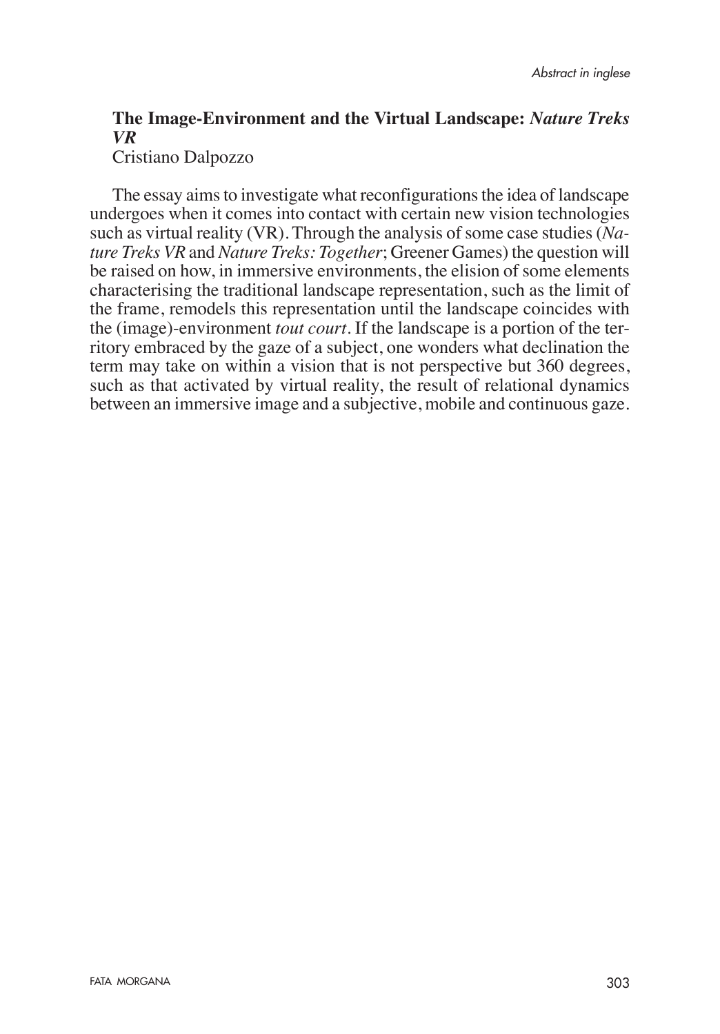### The Image-Environment and the Virtual Landscape: *Nature Treks VR*

Cristiano Dalpozzo

The essay aims to investigate what reconfigurations the idea of landscape undergoes when it comes into contact with certain new vision technologies such as virtual reality (VR). Through the analysis of some case studies (*Nature Treks VR* and *Nature Treks: Together*; Greener Games) the question will be raised on how, in immersive environments, the elision of some elements characterising the traditional landscape representation, such as the limit of the frame, remodels this representation until the landscape coincides with the (image)-environment *tout court*. If the landscape is a portion of the territory embraced by the gaze of a subject, one wonders what declination the term may take on within a vision that is not perspective but 360 degrees, such as that activated by virtual reality, the result of relational dynamics between an immersive image and a subjective, mobile and continuous gaze.